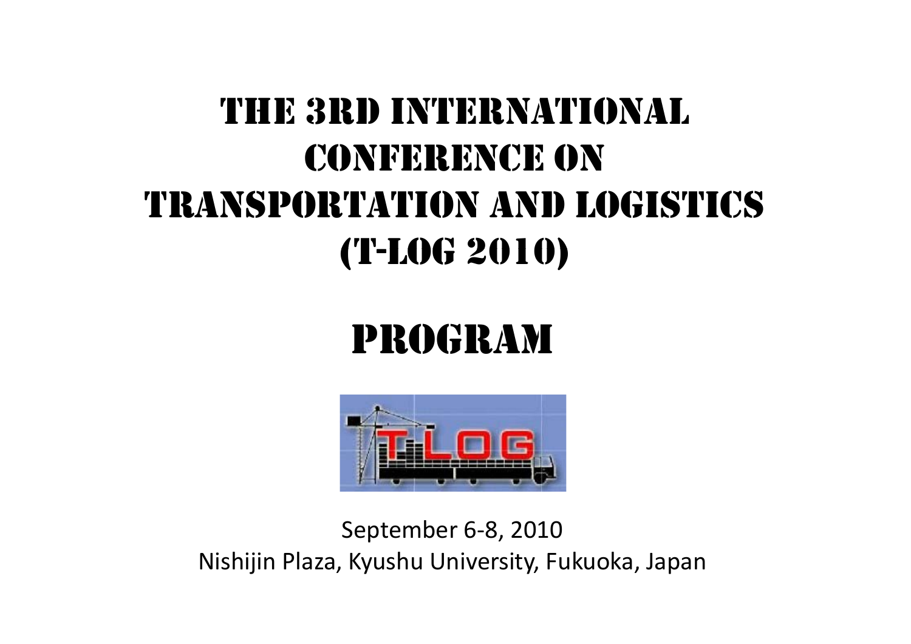# THE 3RD INTERNATIONAL CONFERENCE ON TRANSPORTATION AND LOGISTICS (T-LOG 2010)

# PROGRAM

September 6-8, 2010

Nishijin Plaza, Kyushu University, Fukuoka, Japan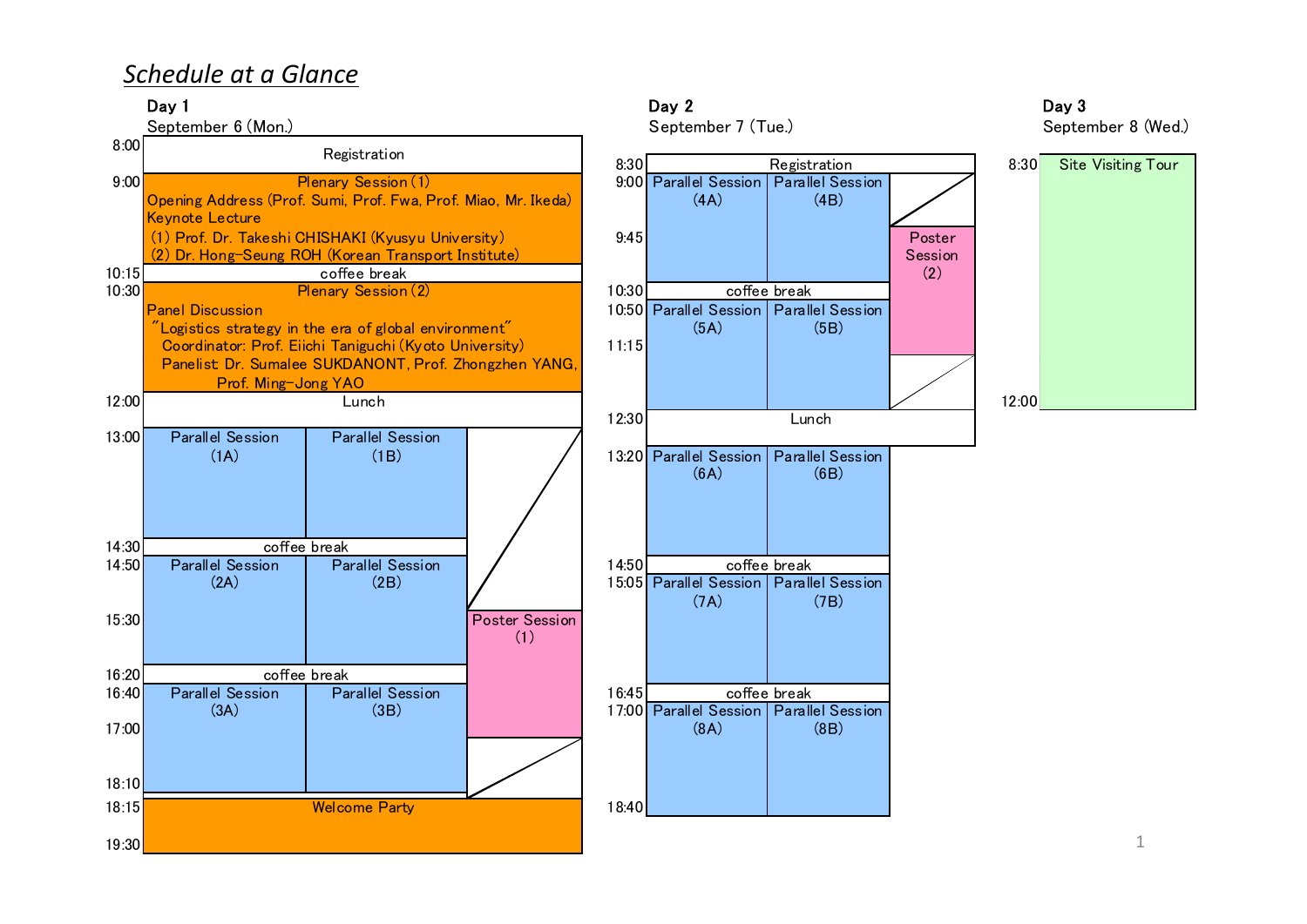# *Schedule at a Glance*

## Day 1
September 6 (Mon.)

| Time | Session A | Session B | Poster |
|---|---|---|---|
| 8:00 | Registration | | |
| 9:00–10:15 | Plenary Session (1)<br>Opening Address (Prof. Sumi, Prof. Fwa, Prof. Miao, Mr. Ikeda)<br>Keynote Lecture<br>(1) Prof. Dr. Takeshi CHISHAKI (Kyusyu University)<br>(2) Dr. Hong-Seung ROH (Korean Transport Institute) | | |
| 10:15 | coffee break | | |
| 10:30–12:00 | Plenary Session (2)<br>Panel Discussion<br>"Logistics strategy in the era of global environment"<br>Coordinator: Prof. Eiichi Taniguchi (Kyoto University)<br>Panelist: Dr. Sumalee SUKDANONT, Prof. Zhongzhen YANG, Prof. Ming-Jong YAO | | |
| 12:00 | Lunch | | |
| 13:00 | Parallel Session (1A) | Parallel Session (1B) | |
| 14:30 | coffee break | | |
| 14:50 | Parallel Session (2A) | Parallel Session (2B) | |
| 15:30 | | | Poster Session (1) (15:30–17:00) |
| 16:20 | coffee break | | |
| 16:40–18:10 | Parallel Session (3A) | Parallel Session (3B) | |
| 18:15–19:30 | Welcome Party | | |

## Day 2
September 7 (Tue.)

| Time | Session A | Session B | Poster |
|---|---|---|---|
| 8:30 | Registration | | |
| 9:00 | Parallel Session (4A) | Parallel Session (4B) | |
| 9:45 | | | Poster Session (2) (9:45–11:15) |
| 10:30 | coffee break | | |
| 10:50 | Parallel Session (5A) | Parallel Session (5B) | |
| 12:30 | Lunch | | |
| 13:20 | Parallel Session (6A) | Parallel Session (6B) | |
| 14:50 | coffee break | | |
| 15:05 | Parallel Session (7A) | Parallel Session (7B) | |
| 16:45 | coffee break | | |
| 17:00–18:40 | Parallel Session (8A) | Parallel Session (8B) | |

## Day 3
September 8 (Wed.)

| Time | Event |
|---|---|
| 8:30–12:00 | Site Visiting Tour |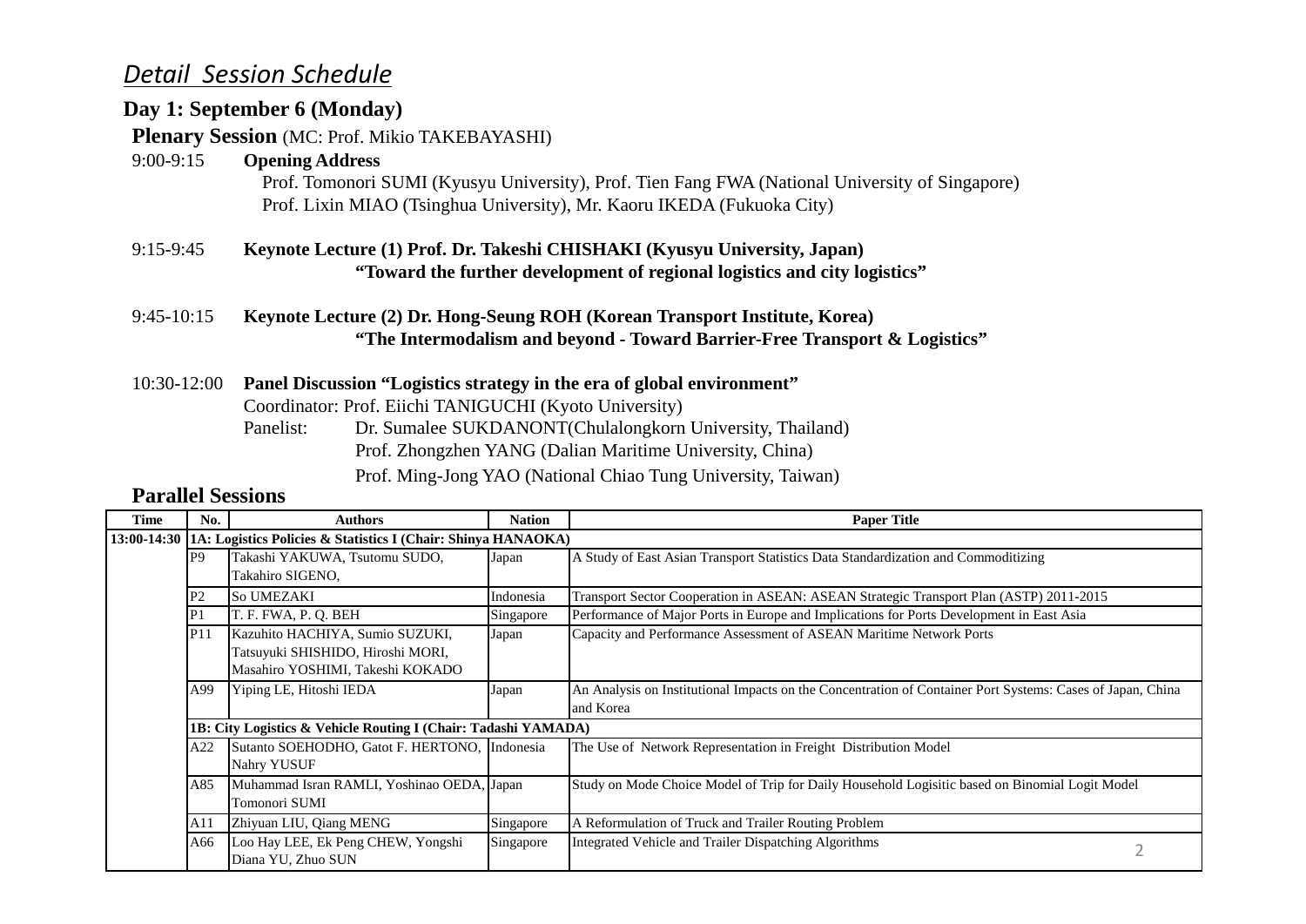## *Detail Session Schedule*

### Day 1: September 6 (Monday)

**Plenary Session** (MC: Prof. Mikio TAKEBAYASHI)

9:00-9:15 **Opening Address**
Prof. Tomonori SUMI (Kyusyu University), Prof. Tien Fang FWA (National University of Singapore)
Prof. Lixin MIAO (Tsinghua University), Mr. Kaoru IKEDA (Fukuoka City)

9:15-9:45 **Keynote Lecture (1) Prof. Dr. Takeshi CHISHAKI (Kyusyu University, Japan)**
**"Toward the further development of regional logistics and city logistics"**

9:45-10:15 **Keynote Lecture (2) Dr. Hong-Seung ROH (Korean Transport Institute, Korea)**
**"The Intermodalism and beyond - Toward Barrier-Free Transport & Logistics"**

10:30-12:00 **Panel Discussion "Logistics strategy in the era of global environment"**
Coordinator: Prof. Eiichi TANIGUCHI (Kyoto University)
Panelist: Dr. Sumalee SUKDANONT(Chulalongkorn University, Thailand)
Prof. Zhongzhen YANG (Dalian Maritime University, China)
Prof. Ming-Jong YAO (National Chiao Tung University, Taiwan)

**Parallel Sessions**

| Time | No. | Authors | Nation | Paper Title |
|---|---|---|---|---|
| 13:00-14:30 | **1A: Logistics Policies & Statistics I (Chair: Shinya HANAOKA)** | | | |
| | P9 | Takashi YAKUWA, Tsutomu SUDO, Takahiro SIGENO, | Japan | A Study of East Asian Transport Statistics Data Standardization and Commoditizing |
| | P2 | So UMEZAKI | Indonesia | Transport Sector Cooperation in ASEAN: ASEAN Strategic Transport Plan (ASTP) 2011-2015 |
| | P1 | T. F. FWA, P. Q. BEH | Singapore | Performance of Major Ports in Europe and Implications for Ports Development in East Asia |
| | P11 | Kazuhito HACHIYA, Sumio SUZUKI, Tatsuyuki SHISHIDO, Hiroshi MORI, Masahiro YOSHIMI, Takeshi KOKADO | Japan | Capacity and Performance Assessment of ASEAN Maritime Network Ports |
| | A99 | Yiping LE, Hitoshi IEDA | Japan | An Analysis on Institutional Impacts on the Concentration of Container Port Systems: Cases of Japan, China and Korea |
| | **1B: City Logistics & Vehicle Routing I (Chair: Tadashi YAMADA)** | | | |
| | A22 | Sutanto SOEHODHO, Gatot F. HERTONO, Nahry YUSUF | Indonesia | The Use of Network Representation in Freight Distribution Model |
| | A85 | Muhammad Isran RAMLI, Yoshinao OEDA, Tomonori SUMI | Japan | Study on Mode Choice Model of Trip for Daily Household Logisitic based on Binomial Logit Model |
| | A11 | Zhiyuan LIU, Qiang MENG | Singapore | A Reformulation of Truck and Trailer Routing Problem |
| | A66 | Loo Hay LEE, Ek Peng CHEW, Yongshi Diana YU, Zhuo SUN | Singapore | Integrated Vehicle and Trailer Dispatching Algorithms |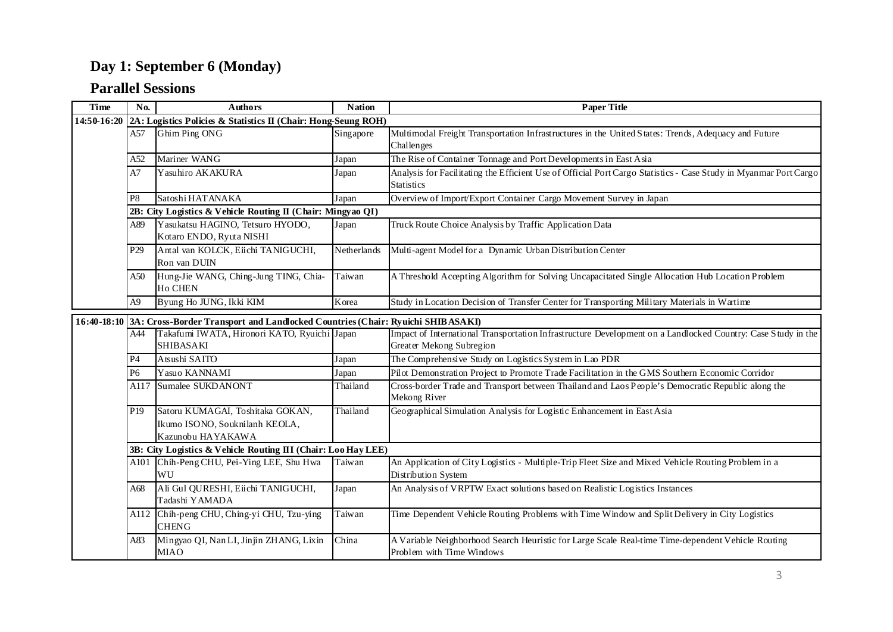## Day 1: September 6 (Monday)

## Parallel Sessions

| Time | No. | Authors | Nation | Paper Title |
|---|---|---|---|---|
| 14:50-16:20 | **2A: Logistics Policies & Statistics II (Chair: Hong-Seung ROH)** | | | |
| | A57 | Ghim Ping ONG | Singapore | Multimodal Freight Transportation Infrastructures in the United States: Trends, Adequacy and Future Challenges |
| | A52 | Mariner WANG | Japan | The Rise of Container Tonnage and Port Developments in East Asia |
| | A7 | Yasuhiro AKAKURA | Japan | Analysis for Facilitating the Efficient Use of Official Port Cargo Statistics - Case Study in Myanmar Port Cargo Statistics |
| | P8 | Satoshi HATANAKA | Japan | Overview of Import/Export Container Cargo Movement Survey in Japan |
| | **2B: City Logistics & Vehicle Routing II (Chair: Mingyao QI)** | | | |
| | A89 | Yasukatsu HAGINO, Tetsuro HYODO, Kotaro ENDO, Ryuta NISHI | Japan | Truck Route Choice Analysis by Traffic Application Data |
| | P29 | Antal van KOLCK, Eiichi TANIGUCHI, Ron van DUIN | Netherlands | Multi-agent Model for a Dynamic Urban Distribution Center |
| | A50 | Hung-Jie WANG, Ching-Jung TING, Chia-Ho CHEN | Taiwan | A Threshold Accepting Algorithm for Solving Uncapacitated Single Allocation Hub Location Problem |
| | A9 | Byung Ho JUNG, Ikki KIM | Korea | Study in Location Decision of Transfer Center for Transporting Military Materials in Wartime |
| 16:40-18:10 | **3A: Cross-Border Transport and Landlocked Countries (Chair: Ryuichi SHIBASAKI)** | | | |
| | A44 | Takafumi IWATA, Hironori KATO, Ryuichi SHIBASAKI | Japan | Impact of International Transportation Infrastructure Development on a Landlocked Country: Case Study in the Greater Mekong Subregion |
| | P4 | Atsushi SAITO | Japan | The Comprehensive Study on Logistics System in Lao PDR |
| | P6 | Yasuo KANNAMI | Japan | Pilot Demonstration Project to Promote Trade Facilitation in the GMS Southern Economic Corridor |
| | A117 | Sumalee SUKDANONT | Thailand | Cross-border Trade and Transport between Thailand and Laos People's Democratic Republic along the Mekong River |
| | P19 | Satoru KUMAGAI, Toshitaka GOKAN, Ikumo ISONO, Souknilanh KEOLA, Kazunobu HAYAKAWA | Thailand | Geographical Simulation Analysis for Logistic Enhancement in East Asia |
| | **3B: City Logistics & Vehicle Routing III (Chair: Loo Hay LEE)** | | | |
| | A101 | Chih-Peng CHU, Pei-Ying LEE, Shu Hwa WU | Taiwan | An Application of City Logistics - Multiple-Trip Fleet Size and Mixed Vehicle Routing Problem in a Distribution System |
| | A68 | Ali Gul QURESHI, Eiichi TANIGUCHI, Tadashi YAMADA | Japan | An Analysis of VRPTW Exact solutions based on Realistic Logistics Instances |
| | A112 | Chih-peng CHU, Ching-yi CHU, Tzu-ying CHENG | Taiwan | Time Dependent Vehicle Routing Problems with Time Window and Split Delivery in City Logistics |
| | A83 | Mingyao QI, Nan LI, Jinjin ZHANG, Lixin MIAO | China | A Variable Neighborhood Search Heuristic for Large Scale Real-time Time-dependent Vehicle Routing Problem with Time Windows |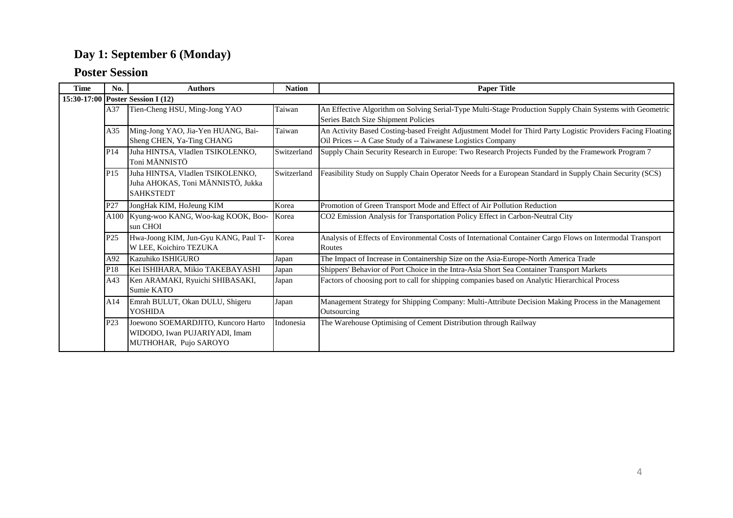## Day 1: September 6 (Monday)

## Poster Session

| Time | No. | Authors | Nation | Paper Title |
|---|---|---|---|---|
| **15:30-17:00** | **Poster Session I (12)** | | | |
| | A37 | Tien-Cheng HSU, Ming-Jong YAO | Taiwan | An Effective Algorithm on Solving Serial-Type Multi-Stage Production Supply Chain Systems with Geometric Series Batch Size Shipment Policies |
| | A35 | Ming-Jong YAO, Jia-Yen HUANG, Bai-Sheng CHEN, Ya-Ting CHANG | Taiwan | An Activity Based Costing-based Freight Adjustment Model for Third Party Logistic Providers Facing Floating Oil Prices -- A Case Study of a Taiwanese Logistics Company |
| | P14 | Juha HINTSA, Vladlen TSIKOLENKO, Toni MÄNNISTÖ | Switzerland | Supply Chain Security Research in Europe: Two Research Projects Funded by the Framework Program 7 |
| | P15 | Juha HINTSA, Vladlen TSIKOLENKO, Juha AHOKAS, Toni MÄNNISTÖ, Jukka SAHKSTEDT | Switzerland | Feasibility Study on Supply Chain Operator Needs for a European Standard in Supply Chain Security (SCS) |
| | P27 | JongHak KIM, HoJeung KIM | Korea | Promotion of Green Transport Mode and Effect of Air Pollution Reduction |
| | A100 | Kyung-woo KANG, Woo-kag KOOK, Boo-sun CHOI | Korea | $CO_2$ Emission Analysis for Transportation Policy Effect in Carbon-Neutral City |
| | P25 | Hwa-Joong KIM, Jun-Gyu KANG, Paul T-W LEE, Koichiro TEZUKA | Korea | Analysis of Effects of Environmental Costs of International Container Cargo Flows on Intermodal Transport Routes |
| | A92 | Kazuhiko ISHIGURO | Japan | The Impact of Increase in Containership Size on the Asia-Europe-North America Trade |
| | P18 | Kei ISHIHARA, Mikio TAKEBAYASHI | Japan | Shippers' Behavior of Port Choice in the Intra-Asia Short Sea Container Transport Markets |
| | A43 | Ken ARAMAKI, Ryuichi SHIBASAKI, Sumie KATO | Japan | Factors of choosing port to call for shipping companies based on Analytic Hierarchical Process |
| | A14 | Emrah BULUT, Okan DULU, Shigeru YOSHIDA | Japan | Management Strategy for Shipping Company: Multi-Attribute Decision Making Process in the Management Outsourcing |
| | P23 | Joewono SOEMARDJITO, Kuncoro Harto WIDODO, Iwan PUJARIYADI, Imam MUTHOHAR, Pujo SAROYO | Indonesia | The Warehouse Optimising of Cement Distribution through Railway |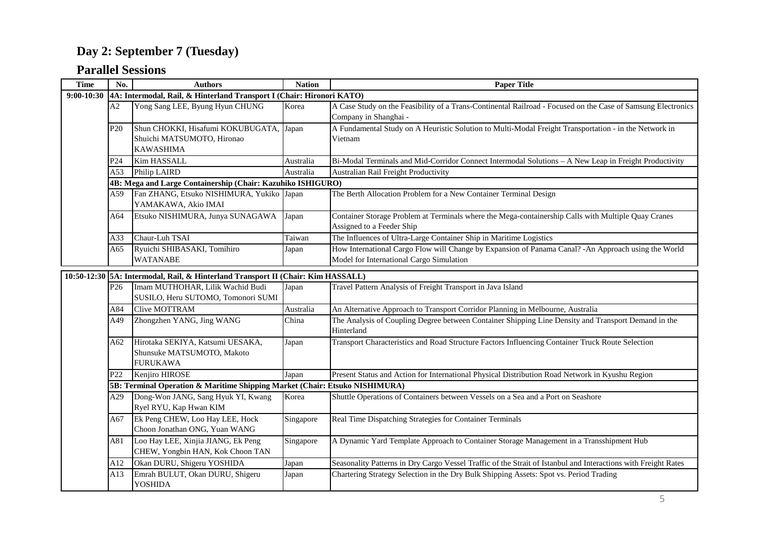## Day 2: September 7 (Tuesday)

## Parallel Sessions

| Time | No. | Authors | Nation | Paper Title |
|---|---|---|---|---|
| **9:00-10:30** | **4A: Intermodal, Rail, & Hinterland Transport I (Chair: Hironori KATO)** | | | |
| | A2 | Yong Sang LEE, Byung Hyun CHUNG | Korea | A Case Study on the Feasibility of a Trans-Continental Railroad - Focused on the Case of Samsung Electronics Company in Shanghai - |
| | P20 | Shun CHOKKI, Hisafumi KOKUBUGATA, Shuichi MATSUMOTO, Hironao KAWASHIMA | Japan | A Fundamental Study on A Heuristic Solution to Multi-Modal Freight Transportation - in the Network in Vietnam |
| | P24 | Kim HASSALL | Australia | Bi-Modal Terminals and Mid-Corridor Connect Intermodal Solutions – A New Leap in Freight Productivity |
| | A53 | Philip LAIRD | Australia | Australian Rail Freight Productivity |
| | **4B: Mega and Large Containership (Chair: Kazuhiko ISHIGURO)** | | | |
| | A59 | Fan ZHANG, Etsuko NISHIMURA, Yukiko YAMAKAWA, Akio IMAI | Japan | The Berth Allocation Problem for a New Container Terminal Design |
| | A64 | Etsuko NISHIMURA, Junya SUNAGAWA | Japan | Container Storage Problem at Terminals where the Mega-containership Calls with Multiple Quay Cranes Assigned to a Feeder Ship |
| | A33 | Chaur-Luh TSAI | Taiwan | The Influences of Ultra-Large Container Ship in Maritime Logistics |
| | A65 | Ryuichi SHIBASAKI, Tomihiro WATANABE | Japan | How International Cargo Flow will Change by Expansion of Panama Canal? -An Approach using the World Model for International Cargo Simulation |
| **10:50-12:30** | **5A: Intermodal, Rail, & Hinterland Transport II (Chair: Kim HASSALL)** | | | |
| | P26 | Imam MUTHOHAR, Lilik Wachid Budi SUSILO, Heru SUTOMO, Tomonori SUMI | Japan | Travel Pattern Analysis of Freight Transport in Java Island |
| | A84 | Clive MOTTRAM | Australia | An Alternative Approach to Transport Corridor Planning in Melbourne, Australia |
| | A49 | Zhongzhen YANG, Jing WANG | China | The Analysis of Coupling Degree between Container Shipping Line Density and Transport Demand in the Hinterland |
| | A62 | Hirotaka SEKIYA, Katsumi UESAKA, Shunsuke MATSUMOTO, Makoto FURUKAWA | Japan | Transport Characteristics and Road Structure Factors Influencing Container Truck Route Selection |
| | P22 | Kenjiro HIROSE | Japan | Present Status and Action for International Physical Distribution Road Network in Kyushu Region |
| | **5B: Terminal Operation & Maritime Shipping Market (Chair: Etsuko NISHIMURA)** | | | |
| | A29 | Dong-Won JANG, Sang Hyuk YI, Kwang Ryel RYU, Kap Hwan KIM | Korea | Shuttle Operations of Containers between Vessels on a Sea and a Port on Seashore |
| | A67 | Ek Peng CHEW, Loo Hay LEE, Hock Choon Jonathan ONG, Yuan WANG | Singapore | Real Time Dispatching Strategies for Container Terminals |
| | A81 | Loo Hay LEE, Xinjia JIANG, Ek Peng CHEW, Yongbin HAN, Kok Choon TAN | Singapore | A Dynamic Yard Template Approach to Container Storage Management in a Transshipment Hub |
| | A12 | Okan DURU, Shigeru YOSHIDA | Japan | Seasonality Patterns in Dry Cargo Vessel Traffic of the Strait of Istanbul and Interactions with Freight Rates |
| | A13 | Emrah BULUT, Okan DURU, Shigeru YOSHIDA | Japan | Chartering Strategy Selection in the Dry Bulk Shipping Assets: Spot vs. Period Trading |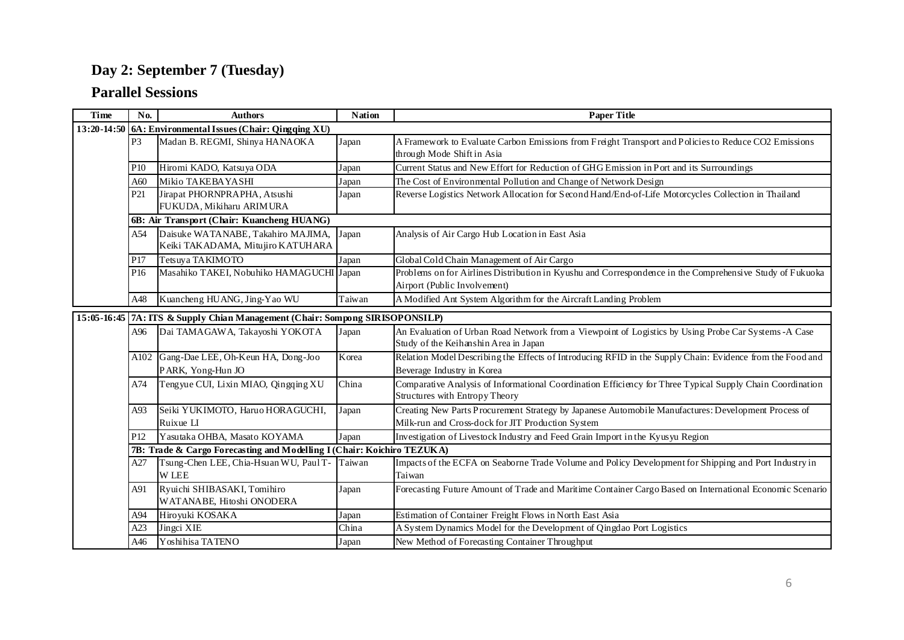## Day 2: September 7 (Tuesday)

## Parallel Sessions

| Time | No. | Authors | Nation | Paper Title |
|---|---|---|---|---|
| 13:20-14:50 | **6A: Environmental Issues (Chair: Qingqing XU)** | | | |
| | P3 | Madan B. REGMI, Shinya HANAOKA | Japan | A Framework to Evaluate Carbon Emissions from Freight Transport and Policies to Reduce CO2 Emissions through Mode Shift in Asia |
| | P10 | Hiromi KADO, Katsuya ODA | Japan | Current Status and New Effort for Reduction of GHG Emission in Port and its Surroundings |
| | A60 | Mikio TAKEBAYASHI | Japan | The Cost of Environmental Pollution and Change of Network Design |
| | P21 | Jirapat PHORNPRAPHA, Atsushi FUKUDA, Mikiharu ARIMURA | Japan | Reverse Logistics Network Allocation for Second Hand/End-of-Life Motorcycles Collection in Thailand |
| | **6B: Air Transport (Chair: Kuancheng HUANG)** | | | |
| | A54 | Daisuke WATANABE, Takahiro MAJIMA, Keiki TAKADAMA, Mitujiro KATUHARA | Japan | Analysis of Air Cargo Hub Location in East Asia |
| | P17 | Tetsuya TAKIMOTO | Japan | Global Cold Chain Management of Air Cargo |
| | P16 | Masahiko TAKEI, Nobuhiko HAMAGUCHI | Japan | Problems on for Airlines Distribution in Kyushu and Correspondence in the Comprehensive Study of Fukuoka Airport (Public Involvement) |
| | A48 | Kuancheng HUANG, Jing-Yao WU | Taiwan | A Modified Ant System Algorithm for the Aircraft Landing Problem |
| 15:05-16:45 | **7A: ITS & Supply Chian Management (Chair: Sompong SIRISOPONSILP)** | | | |
| | A96 | Dai TAMAGAWA, Takayoshi YOKOTA | Japan | An Evaluation of Urban Road Network from a Viewpoint of Logistics by Using Probe Car Systems -A Case Study of the Keihanshin Area in Japan |
| | A102 | Gang-Dae LEE, Oh-Keun HA, Dong-Joo PARK, Yong-Hun JO | Korea | Relation Model Describing the Effects of Introducing RFID in the Supply Chain: Evidence from the Food and Beverage Industry in Korea |
| | A74 | Tengyue CUI, Lixin MIAO, Qingqing XU | China | Comparative Analysis of Informational Coordination Efficiency for Three Typical Supply Chain Coordination Structures with Entropy Theory |
| | A93 | Seiki YUKIMOTO, Haruo HORAGUCHI, Ruixue LI | Japan | Creating New Parts Procurement Strategy by Japanese Automobile Manufactures: Development Process of Milk-run and Cross-dock for JIT Production System |
| | P12 | Yasutaka OHBA, Masato KOYAMA | Japan | Investigation of Livestock Industry and Feed Grain Import in the Kyusyu Region |
| | **7B: Trade & Cargo Forecasting and Modelling I (Chair: Koichiro TEZUKA)** | | | |
| | A27 | Tsung-Chen LEE, Chia-Hsuan WU, Paul T-W LEE | Taiwan | Impacts of the ECFA on Seaborne Trade Volume and Policy Development for Shipping and Port Industry in Taiwan |
| | A91 | Ryuichi SHIBASAKI, Tomihiro WATANABE, Hitoshi ONODERA | Japan | Forecasting Future Amount of Trade and Maritime Container Cargo Based on International Economic Scenario |
| | A94 | Hiroyuki KOSAKA | Japan | Estimation of Container Freight Flows in North East Asia |
| | A23 | Jingci XIE | China | A System Dynamics Model for the Development of Qingdao Port Logistics |
| | A46 | Yoshihisa TATENO | Japan | New Method of Forecasting Container Throughput |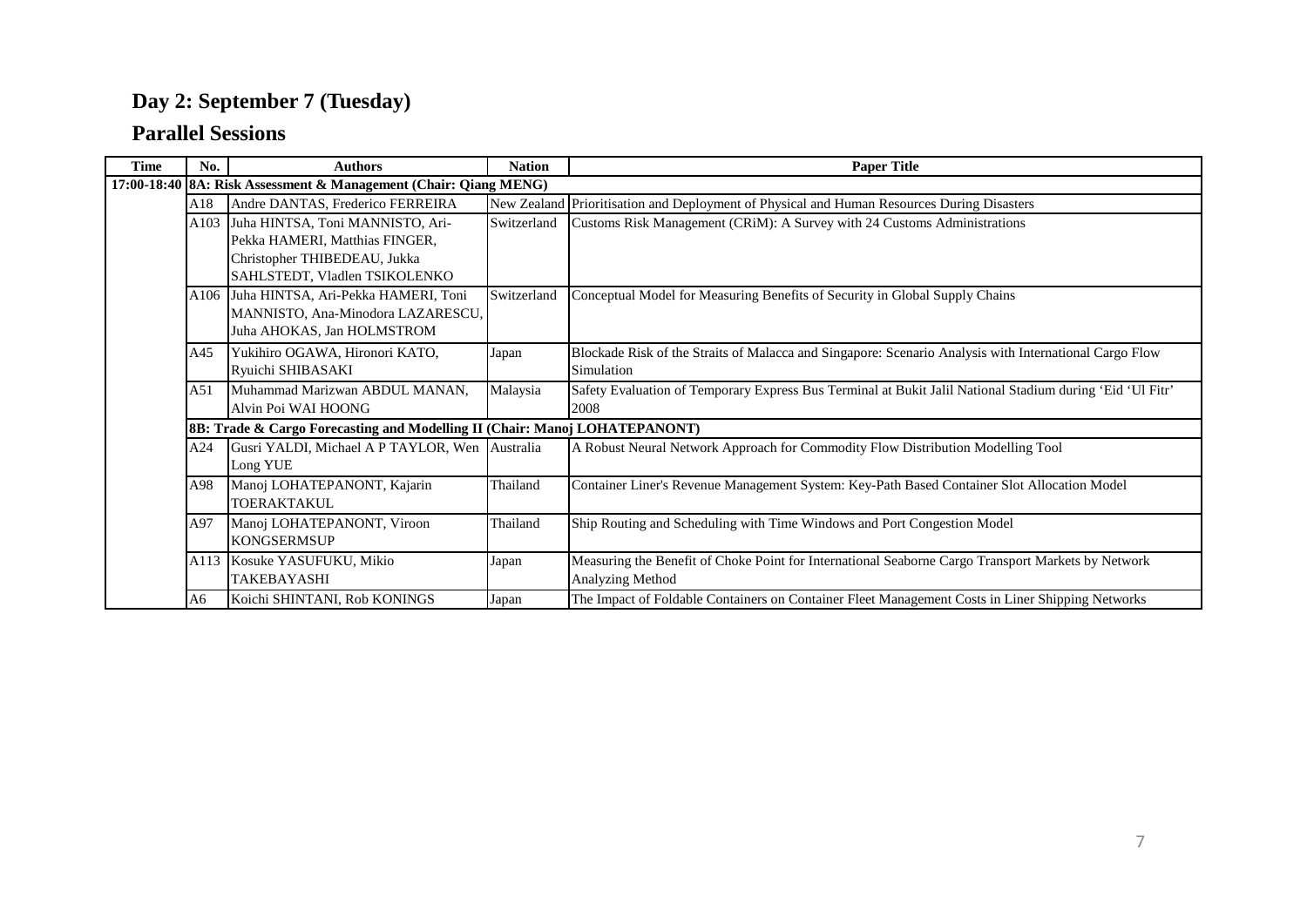## Day 2: September 7 (Tuesday)

## Parallel Sessions

| Time | No. | Authors | Nation | Paper Title |
|---|---|---|---|---|
| 17:00-18:40 | **8A: Risk Assessment & Management (Chair: Qiang MENG)** | | | |
| | A18 | Andre DANTAS, Frederico FERREIRA | New Zealand | Prioritisation and Deployment of Physical and Human Resources During Disasters |
| | A103 | Juha HINTSA, Toni MANNISTO, Ari-Pekka HAMERI, Matthias FINGER, Christopher THIBEDEAU, Jukka SAHLSTEDT, Vladlen TSIKOLENKO | Switzerland | Customs Risk Management (CRiM): A Survey with 24 Customs Administrations |
| | A106 | Juha HINTSA, Ari-Pekka HAMERI, Toni MANNISTO, Ana-Minodora LAZARESCU, Juha AHOKAS, Jan HOLMSTROM | Switzerland | Conceptual Model for Measuring Benefits of Security in Global Supply Chains |
| | A45 | Yukihiro OGAWA, Hironori KATO, Ryuichi SHIBASAKI | Japan | Blockade Risk of the Straits of Malacca and Singapore: Scenario Analysis with International Cargo Flow Simulation |
| | A51 | Muhammad Marizwan ABDUL MANAN, Alvin Poi WAI HOONG | Malaysia | Safety Evaluation of Temporary Express Bus Terminal at Bukit Jalil National Stadium during 'Eid 'Ul Fitr' 2008 |
| | **8B: Trade & Cargo Forecasting and Modelling II (Chair: Manoj LOHATEPANONT)** | | | |
| | A24 | Gusri YALDI, Michael A P TAYLOR, Wen Long YUE | Australia | A Robust Neural Network Approach for Commodity Flow Distribution Modelling Tool |
| | A98 | Manoj LOHATEPANONT, Kajarin TOERAKTAKUL | Thailand | Container Liner's Revenue Management System: Key-Path Based Container Slot Allocation Model |
| | A97 | Manoj LOHATEPANONT, Viroon KONGSERMSUP | Thailand | Ship Routing and Scheduling with Time Windows and Port Congestion Model |
| | A113 | Kosuke YASUFUKU, Mikio TAKEBAYASHI | Japan | Measuring the Benefit of Choke Point for International Seaborne Cargo Transport Markets by Network Analyzing Method |
| | A6 | Koichi SHINTANI, Rob KONINGS | Japan | The Impact of Foldable Containers on Container Fleet Management Costs in Liner Shipping Networks |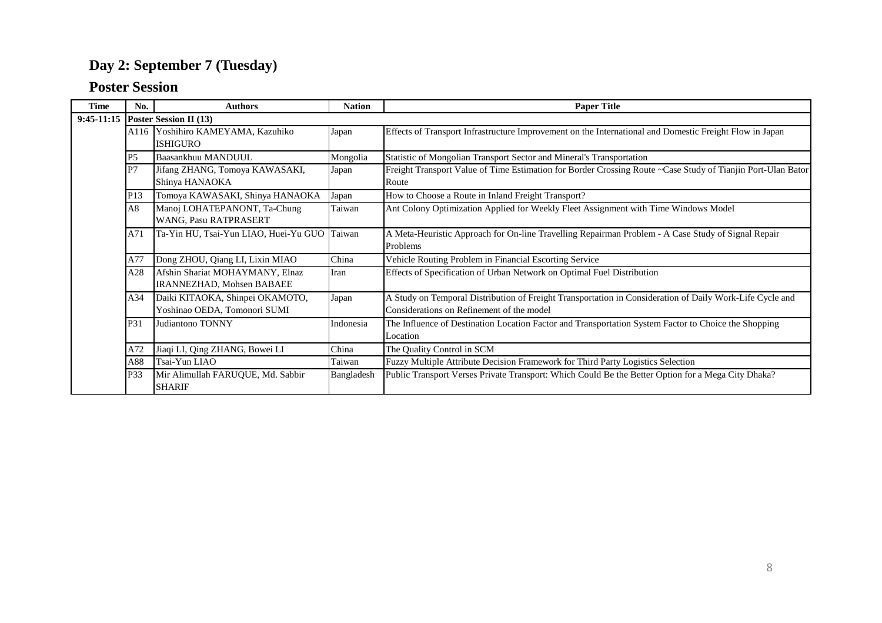## Day 2: September 7 (Tuesday)

## Poster Session

| Time | No. | Authors | Nation | Paper Title |
|---|---|---|---|---|
| 9:45-11:15 | **Poster Session II (13)** | | | |
| | A116 | Yoshihiro KAMEYAMA, Kazuhiko ISHIGURO | Japan | Effects of Transport Infrastructure Improvement on the International and Domestic Freight Flow in Japan |
| | P5 | Baasankhuu MANDUUL | Mongolia | Statistic of Mongolian Transport Sector and Mineral's Transportation |
| | P7 | Jifang ZHANG, Tomoya KAWASAKI, Shinya HANAOKA | Japan | Freight Transport Value of Time Estimation for Border Crossing Route ~Case Study of Tianjin Port-Ulan Bator Route |
| | P13 | Tomoya KAWASAKI, Shinya HANAOKA | Japan | How to Choose a Route in Inland Freight Transport? |
| | A8 | Manoj LOHATEPANONT, Ta-Chung WANG, Pasu RATPRASERT | Taiwan | Ant Colony Optimization Applied for Weekly Fleet Assignment with Time Windows Model |
| | A71 | Ta-Yin HU, Tsai-Yun LIAO, Huei-Yu GUO | Taiwan | A Meta-Heuristic Approach for On-line Travelling Repairman Problem - A Case Study of Signal Repair Problems |
| | A77 | Dong ZHOU, Qiang LI, Lixin MIAO | China | Vehicle Routing Problem in Financial Escorting Service |
| | A28 | Afshin Shariat MOHAYMANY, Elnaz IRANNEZHAD, Mohsen BABAEE | Iran | Effects of Specification of Urban Network on Optimal Fuel Distribution |
| | A34 | Daiki KITAOKA, Shinpei OKAMOTO, Yoshinao OEDA, Tomonori SUMI | Japan | A Study on Temporal Distribution of Freight Transportation in Consideration of Daily Work-Life Cycle and Considerations on Refinement of the model |
| | P31 | Judiantono TONNY | Indonesia | The Influence of Destination Location Factor and Transportation System Factor to Choice the Shopping Location |
| | A72 | Jiaqi LI, Qing ZHANG, Bowei LI | China | The Quality Control in SCM |
| | A88 | Tsai-Yun LIAO | Taiwan | Fuzzy Multiple Attribute Decision Framework for Third Party Logistics Selection |
| | P33 | Mir Alimullah FARUQUE, Md. Sabbir SHARIF | Bangladesh | Public Transport Verses Private Transport: Which Could Be the Better Option for a Mega City Dhaka? |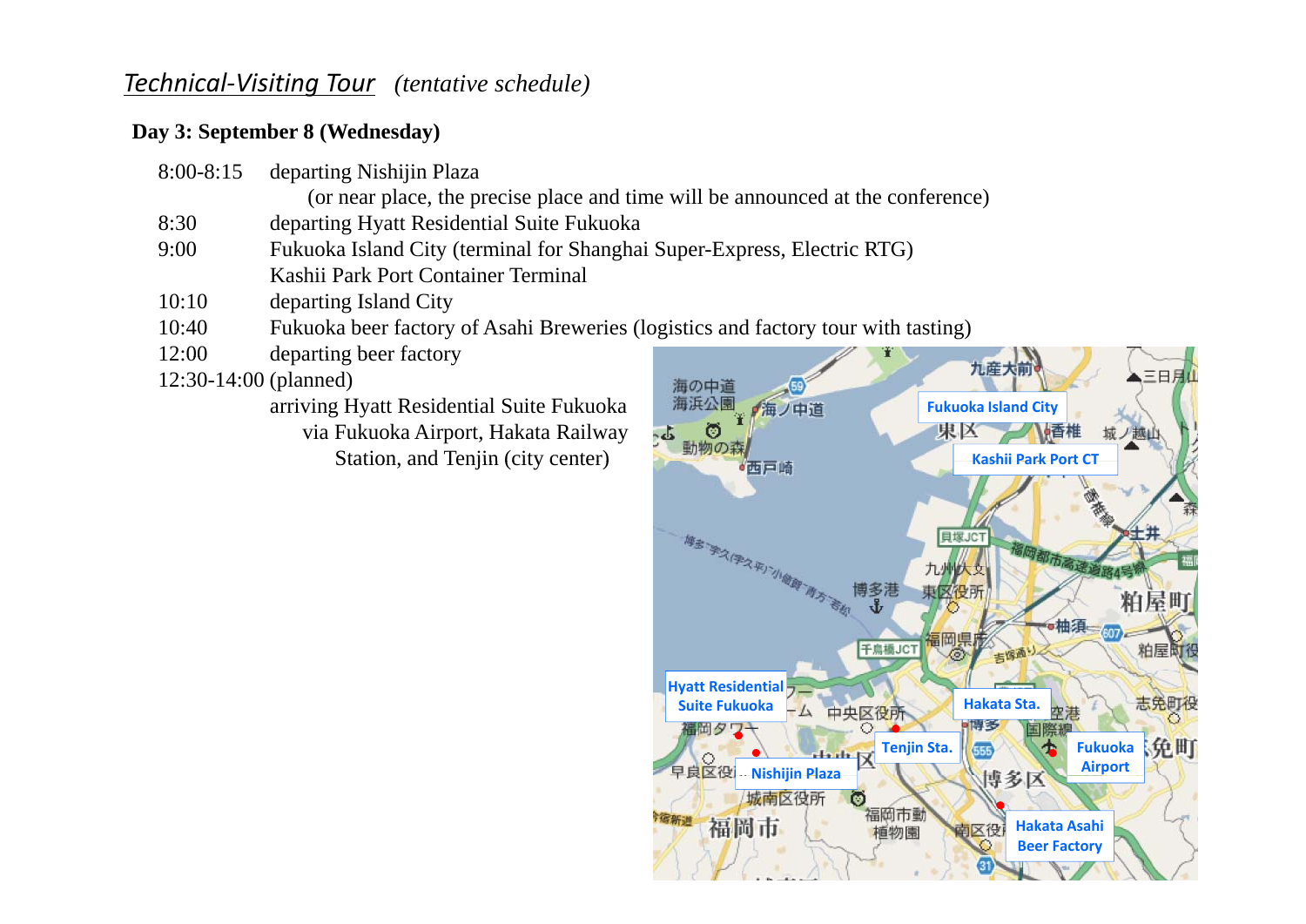## *Technical-Visiting Tour* *(tentative schedule)*

**Day 3: September 8 (Wednesday)**

8:00-8:15 departing Nishijin Plaza
(or near place, the precise place and time will be announced at the conference)

8:30 departing Hyatt Residential Suite Fukuoka

9:00 Fukuoka Island City (terminal for Shanghai Super-Express, Electric RTG)
Kashii Park Port Container Terminal

10:10 departing Island City

10:40 Fukuoka beer factory of Asahi Breweries (logistics and factory tour with tasting)

12:00 departing beer factory

12:30-14:00 (planned)
arriving Hyatt Residential Suite Fukuoka
via Fukuoka Airport, Hakata Railway
Station, and Tenjin (city center)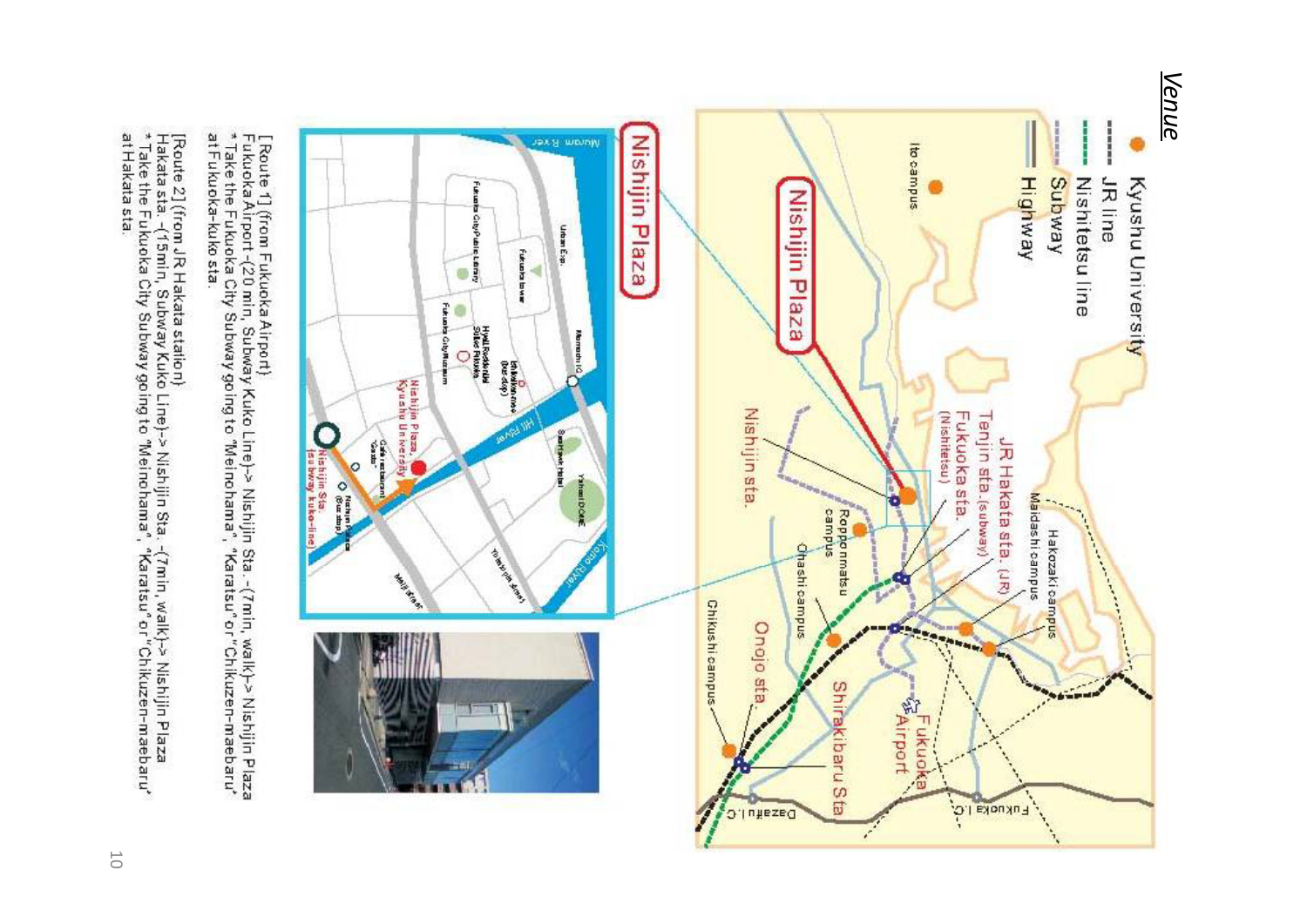# Venue

[Route 1] (from Fukuoka Airport)
Fukuoka Airport -(20 min, Subway Kuko Line)-> Nishijin Sta. -(7min, walk)-> Nishijin Plaza
* Take the Fukuoka City Subway going to "Meinohama", "Karatsu" or "Chikuzen-maebaru" at Fukuoka-kuko sta.

[Route 2] (from JR Hakata station)
Hakata sta. -(15min, Subway Kuko Line)-> Nishijin Sta. -(7min, walk)-> Nishijin Plaza
* Take the Fukuoka City Subway going to "Meinohama", "Karatsu" or "Chikuzen-maebaru" at Hakata sta.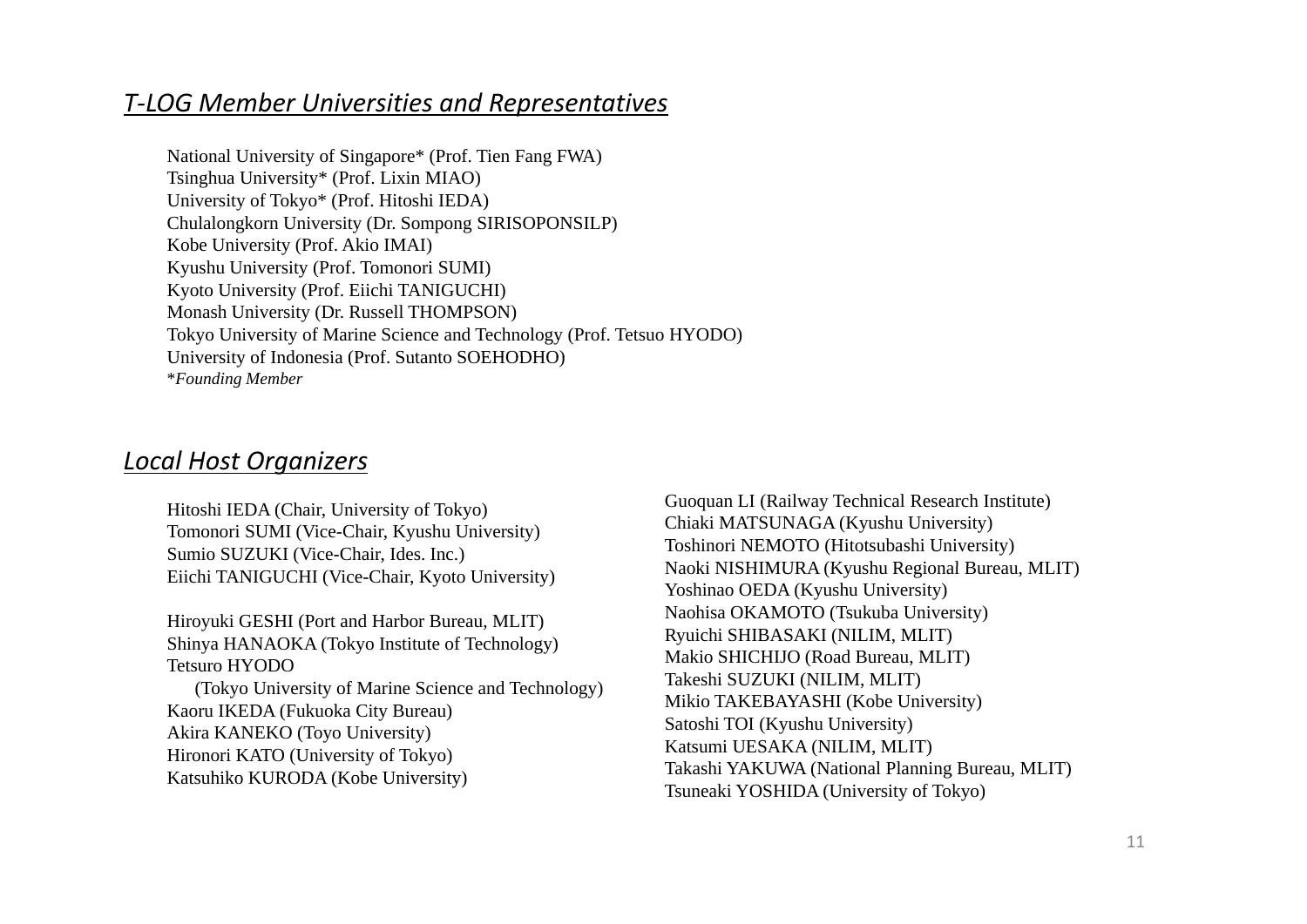## *T-LOG Member Universities and Representatives*

National University of Singapore* (Prof. Tien Fang FWA)
Tsinghua University* (Prof. Lixin MIAO)
University of Tokyo* (Prof. Hitoshi IEDA)
Chulalongkorn University (Dr. Sompong SIRISOPONSILP)
Kobe University (Prof. Akio IMAI)
Kyushu University (Prof. Tomonori SUMI)
Kyoto University (Prof. Eiichi TANIGUCHI)
Monash University (Dr. Russell THOMPSON)
Tokyo University of Marine Science and Technology (Prof. Tetsuo HYODO)
University of Indonesia (Prof. Sutanto SOEHODHO)
**Founding Member*

## *Local Host Organizers*

Hitoshi IEDA (Chair, University of Tokyo)
Tomonori SUMI (Vice-Chair, Kyushu University)
Sumio SUZUKI (Vice-Chair, Ides. Inc.)
Eiichi TANIGUCHI (Vice-Chair, Kyoto University)

Hiroyuki GESHI (Port and Harbor Bureau, MLIT)
Shinya HANAOKA (Tokyo Institute of Technology)
Tetsuro HYODO
(Tokyo University of Marine Science and Technology)
Kaoru IKEDA (Fukuoka City Bureau)
Akira KANEKO (Toyo University)
Hironori KATO (University of Tokyo)
Katsuhiko KURODA (Kobe University)
Guoquan LI (Railway Technical Research Institute)
Chiaki MATSUNAGA (Kyushu University)
Toshinori NEMOTO (Hitotsubashi University)
Naoki NISHIMURA (Kyushu Regional Bureau, MLIT)
Yoshinao OEDA (Kyushu University)
Naohisa OKAMOTO (Tsukuba University)
Ryuichi SHIBASAKI (NILIM, MLIT)
Makio SHICHIJO (Road Bureau, MLIT)
Takeshi SUZUKI (NILIM, MLIT)
Mikio TAKEBAYASHI (Kobe University)
Satoshi TOI (Kyushu University)
Katsumi UESAKA (NILIM, MLIT)
Takashi YAKUWA (National Planning Bureau, MLIT)
Tsuneaki YOSHIDA (University of Tokyo)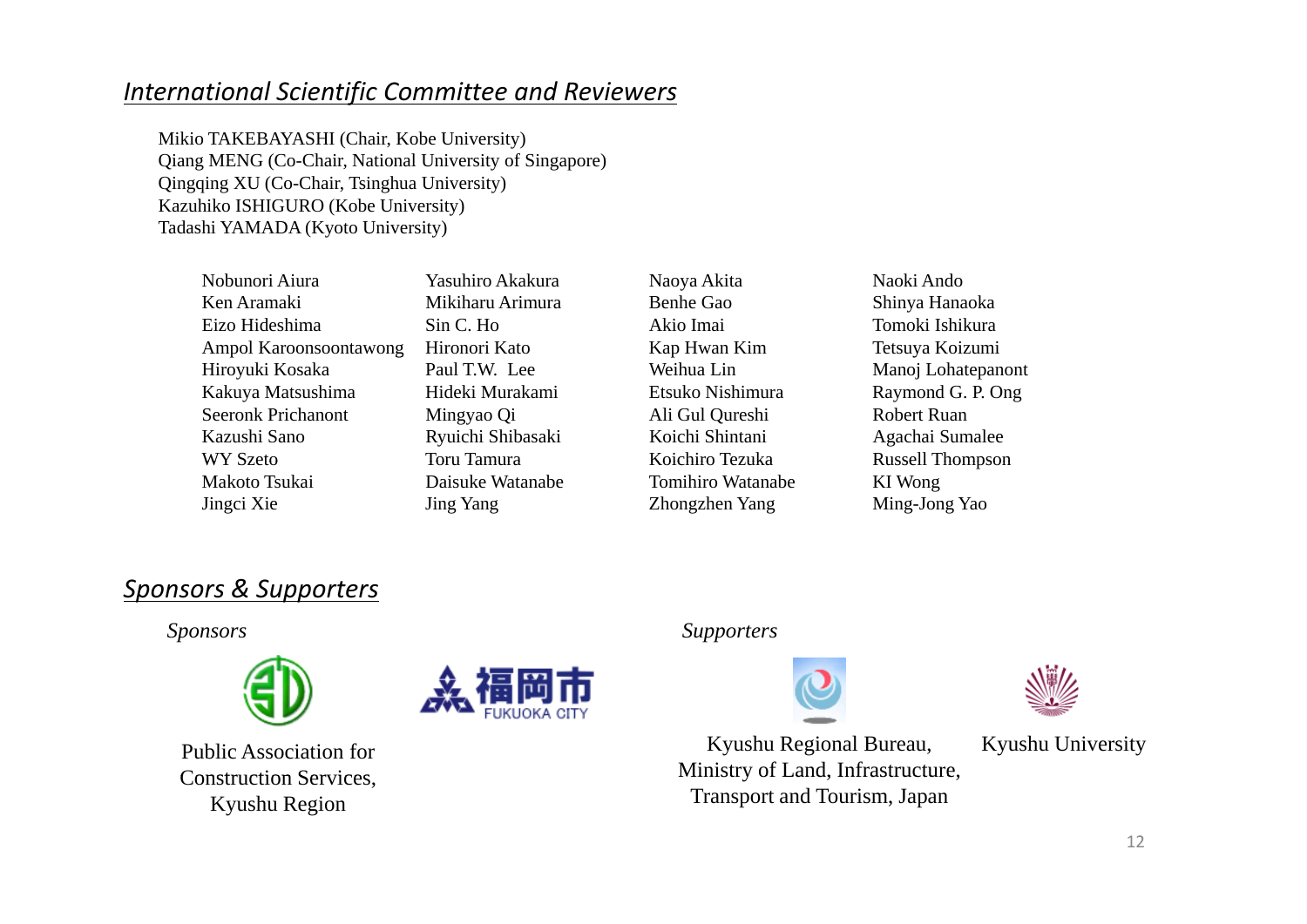## *International Scientific Committee and Reviewers*

Mikio TAKEBAYASHI (Chair, Kobe University)
Qiang MENG (Co-Chair, National University of Singapore)
Qingqing XU (Co-Chair, Tsinghua University)
Kazuhiko ISHIGURO (Kobe University)
Tadashi YAMADA (Kyoto University)

| | | | |
|---|---|---|---|
| Nobunori Aiura | Yasuhiro Akakura | Naoya Akita | Naoki Ando |
| Ken Aramaki | Mikiharu Arimura | Benhe Gao | Shinya Hanaoka |
| Eizo Hideshima | Sin C. Ho | Akio Imai | Tomoki Ishikura |
| Ampol Karoonsoontawong | Hironori Kato | Kap Hwan Kim | Tetsuya Koizumi |
| Hiroyuki Kosaka | Paul T.W. Lee | Weihua Lin | Manoj Lohatepanont |
| Kakuya Matsushima | Hideki Murakami | Etsuko Nishimura | Raymond G. P. Ong |
| Seeronk Prichanont | Mingyao Qi | Ali Gul Qureshi | Robert Ruan |
| Kazushi Sano | Ryuichi Shibasaki | Koichi Shintani | Agachai Sumalee |
| WY Szeto | Toru Tamura | Koichiro Tezuka | Russell Thompson |
| Makoto Tsukai | Daisuke Watanabe | Tomihiro Watanabe | KI Wong |
| Jingci Xie | Jing Yang | Zhongzhen Yang | Ming-Jong Yao |

## *Sponsors & Supporters*

*Sponsors*

Public Association for Construction Services, Kyushu Region

福岡市 FUKUOKA CITY

*Supporters*

Kyushu Regional Bureau, Ministry of Land, Infrastructure, Transport and Tourism, Japan

Kyushu University